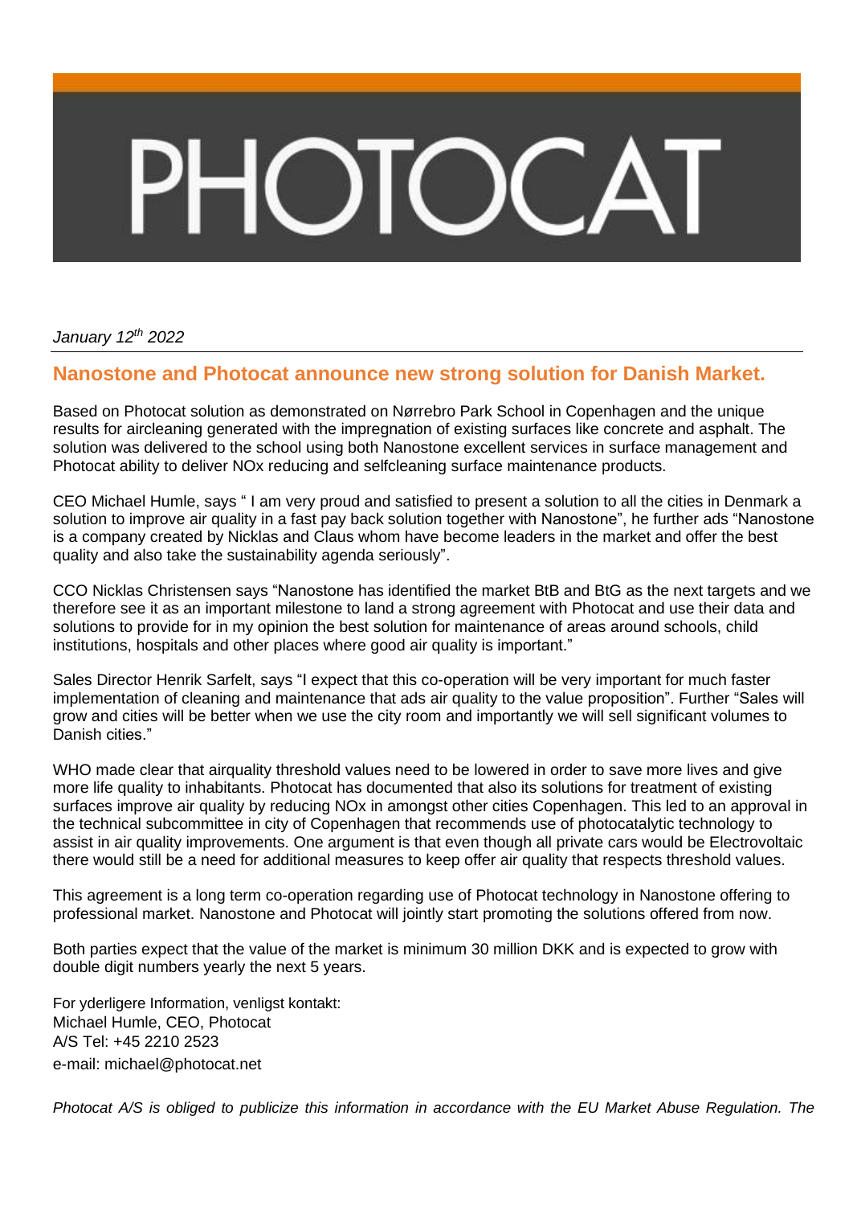# PHOTOCAT

*January 12th 2022*

## Nanostone and Photocat announce new strong solution for Danish Market.

Based on Photocat solution as demonstrated on Nørrebro Park School in Copenhagen and the unique results for aircleaning generated with the impregnation of existing surfaces like concrete and asphalt. The solution was delivered to the school using both Nanostone excellent services in surface management and Photocat ability to deliver NOx reducing and selfcleaning surface maintenance products.

CEO Michael Humle, says " I am very proud and satisfied to present a solution to all the cities in Denmark a solution to improve air quality in a fast pay back solution together with Nanostone", he further ads "Nanostone is a company created by Nicklas and Claus whom have become leaders in the market and offer the best quality and also take the sustainability agenda seriously".

CCO Nicklas Christensen says "Nanostone has identified the market BtB and BtG as the next targets and we therefore see it as an important milestone to land a strong agreement with Photocat and use their data and solutions to provide for in my opinion the best solution for maintenance of areas around schools, child institutions, hospitals and other places where good air quality is important."

Sales Director Henrik Sarfelt, says "I expect that this co-operation will be very important for much faster implementation of cleaning and maintenance that ads air quality to the value proposition". Further "Sales will grow and cities will be better when we use the city room and importantly we will sell significant volumes to Danish cities."

WHO made clear that airquality threshold values need to be lowered in order to save more lives and give more life quality to inhabitants. Photocat has documented that also its solutions for treatment of existing surfaces improve air quality by reducing NOx in amongst other cities Copenhagen. This led to an approval in the technical subcommittee in city of Copenhagen that recommends use of photocatalytic technology to assist in air quality improvements. One argument is that even though all private cars would be Electrovoltaic there would still be a need for additional measures to keep offer air quality that respects threshold values.

This agreement is a long term co-operation regarding use of Photocat technology in Nanostone offering to professional market. Nanostone and Photocat will jointly start promoting the solutions offered from now.

Both parties expect that the value of the market is minimum 30 million DKK and is expected to grow with double digit numbers yearly the next 5 years.

For yderligere Information, venligst kontakt:
Michael Humle, CEO, Photocat
A/S Tel: +45 2210 2523
e-mail: michael@photocat.net

*Photocat A/S is obliged to publicize this information in accordance with the EU Market Abuse Regulation. The*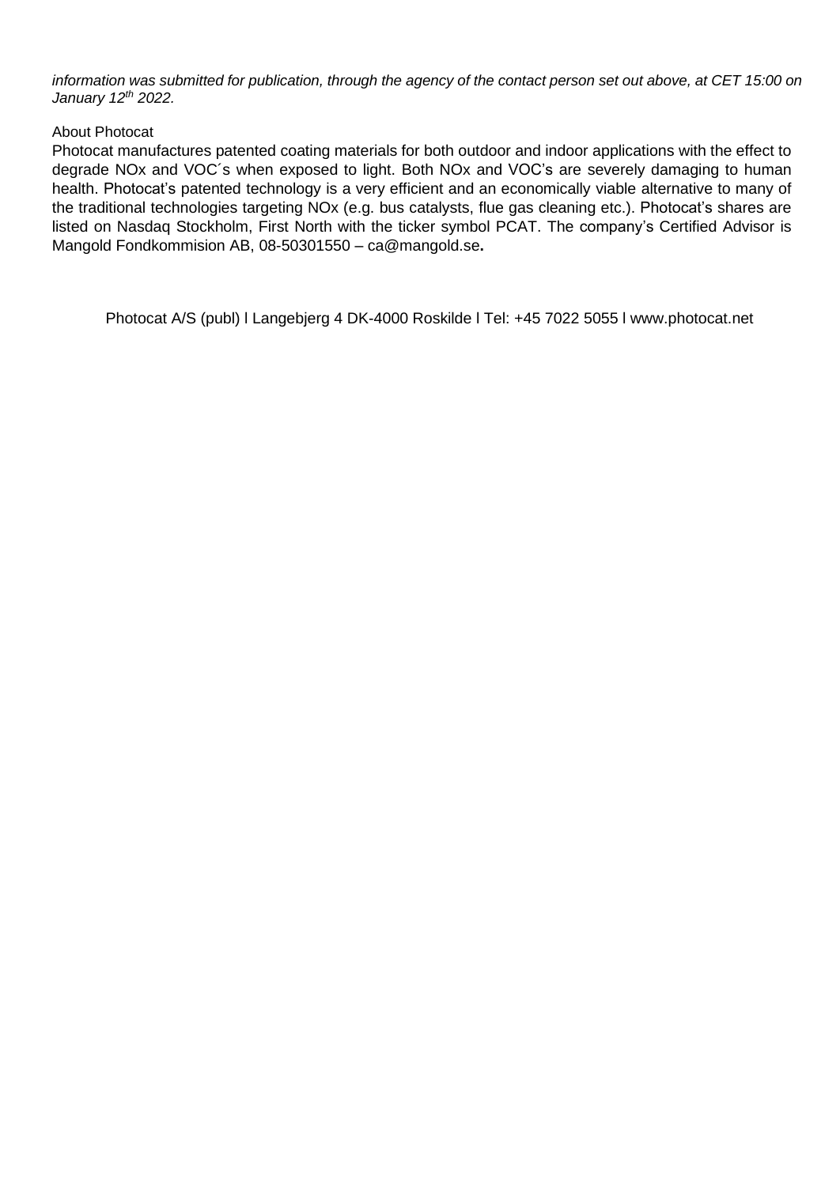*information was submitted for publication, through the agency of the contact person set out above, at CET 15:00 on January 12th 2022.*

About Photocat

Photocat manufactures patented coating materials for both outdoor and indoor applications with the effect to degrade NOx and VOC´s when exposed to light. Both NOx and VOC's are severely damaging to human health. Photocat's patented technology is a very efficient and an economically viable alternative to many of the traditional technologies targeting NOx (e.g. bus catalysts, flue gas cleaning etc.). Photocat's shares are listed on Nasdaq Stockholm, First North with the ticker symbol PCAT. The company's Certified Advisor is Mangold Fondkommision AB, 08-50301550 – ca@mangold.se**.**

Photocat A/S (publ) l Langebjerg 4 DK-4000 Roskilde l Tel: +45 7022 5055 l www.photocat.net